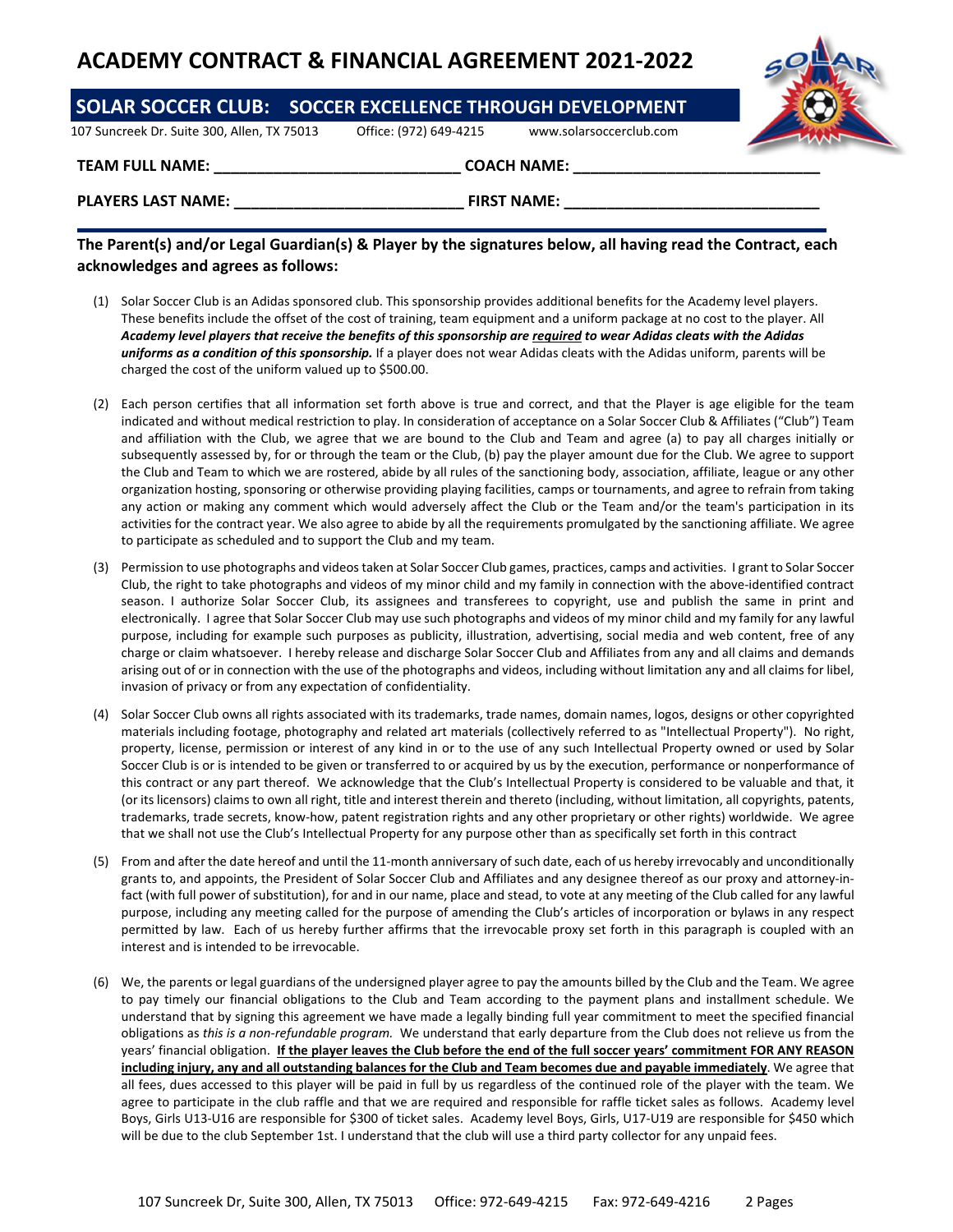# ACADEMY CONTRACT & FINANCIAL AGREEMENT 2021-2022

## SOLAR SOCCER CLUB: SOCCER EXCELLENCE THROUGH DEVELOPMENT

107 Suncreek Dr. Suite 300, Allen, TX 75013 Office: (972) 649-4215 www.solarsoccerclub.com

**TEAM FULL NAME:** ____________________________ **COACH NAME:** ____________________________

**PLAYERS LAST NAME:** __________________________ **FIRST NAME:** ____________________________

**The Parent(s) and/or Legal Guardian(s) & Player by the signatures below, all having read the Contract, each acknowledges and agrees as follows:**

(1) Solar Soccer Club is an Adidas sponsored club. This sponsorship provides additional benefits for the Academy level players. These benefits include the offset of the cost of training, team equipment and a uniform package at no cost to the player. All ***Academy level players that receive the benefits of this sponsorship are <u>required</u> to wear Adidas cleats with the Adidas uniforms as a condition of this sponsorship.*** If a player does not wear Adidas cleats with the Adidas uniform, parents will be charged the cost of the uniform valued up to $500.00.

(2) Each person certifies that all information set forth above is true and correct, and that the Player is age eligible for the team indicated and without medical restriction to play. In consideration of acceptance on a Solar Soccer Club & Affiliates ("Club") Team and affiliation with the Club, we agree that we are bound to the Club and Team and agree (a) to pay all charges initially or subsequently assessed by, for or through the team or the Club, (b) pay the player amount due for the Club. We agree to support the Club and Team to which we are rostered, abide by all rules of the sanctioning body, association, affiliate, league or any other organization hosting, sponsoring or otherwise providing playing facilities, camps or tournaments, and agree to refrain from taking any action or making any comment which would adversely affect the Club or the Team and/or the team's participation in its activities for the contract year. We also agree to abide by all the requirements promulgated by the sanctioning affiliate. We agree to participate as scheduled and to support the Club and my team.

(3) Permission to use photographs and videos taken at Solar Soccer Club games, practices, camps and activities. I grant to Solar Soccer Club, the right to take photographs and videos of my minor child and my family in connection with the above-identified contract season. I authorize Solar Soccer Club, its assignees and transferees to copyright, use and publish the same in print and electronically. I agree that Solar Soccer Club may use such photographs and videos of my minor child and my family for any lawful purpose, including for example such purposes as publicity, illustration, advertising, social media and web content, free of any charge or claim whatsoever. I hereby release and discharge Solar Soccer Club and Affiliates from any and all claims and demands arising out of or in connection with the use of the photographs and videos, including without limitation any and all claims for libel, invasion of privacy or from any expectation of confidentiality.

(4) Solar Soccer Club owns all rights associated with its trademarks, trade names, domain names, logos, designs or other copyrighted materials including footage, photography and related art materials (collectively referred to as "Intellectual Property"). No right, property, license, permission or interest of any kind in or to the use of any such Intellectual Property owned or used by Solar Soccer Club is or is intended to be given or transferred to or acquired by us by the execution, performance or nonperformance of this contract or any part thereof. We acknowledge that the Club's Intellectual Property is considered to be valuable and that, it (or its licensors) claims to own all right, title and interest therein and thereto (including, without limitation, all copyrights, patents, trademarks, trade secrets, know-how, patent registration rights and any other proprietary or other rights) worldwide. We agree that we shall not use the Club's Intellectual Property for any purpose other than as specifically set forth in this contract

(5) From and after the date hereof and until the 11-month anniversary of such date, each of us hereby irrevocably and unconditionally grants to, and appoints, the President of Solar Soccer Club and Affiliates and any designee thereof as our proxy and attorney-in-fact (with full power of substitution), for and in our name, place and stead, to vote at any meeting of the Club called for any lawful purpose, including any meeting called for the purpose of amending the Club's articles of incorporation or bylaws in any respect permitted by law. Each of us hereby further affirms that the irrevocable proxy set forth in this paragraph is coupled with an interest and is intended to be irrevocable.

(6) We, the parents or legal guardians of the undersigned player agree to pay the amounts billed by the Club and the Team. We agree to pay timely our financial obligations to the Club and Team according to the payment plans and installment schedule. We understand that by signing this agreement we have made a legally binding full year commitment to meet the specified financial obligations as *this is a non-refundable program.* We understand that early departure from the Club does not relieve us from the years' financial obligation. **<u>If the player leaves the Club before the end of the full soccer years' commitment FOR ANY REASON including injury, any and all outstanding balances for the Club and Team becomes due and payable immediately</u>**. We agree that all fees, dues accessed to this player will be paid in full by us regardless of the continued role of the player with the team. We agree to participate in the club raffle and that we are required and responsible for raffle ticket sales as follows. Academy level Boys, Girls U13-U16 are responsible for $300 of ticket sales. Academy level Boys, Girls, U17-U19 are responsible for $450 which will be due to the club September 1st. I understand that the club will use a third party collector for any unpaid fees.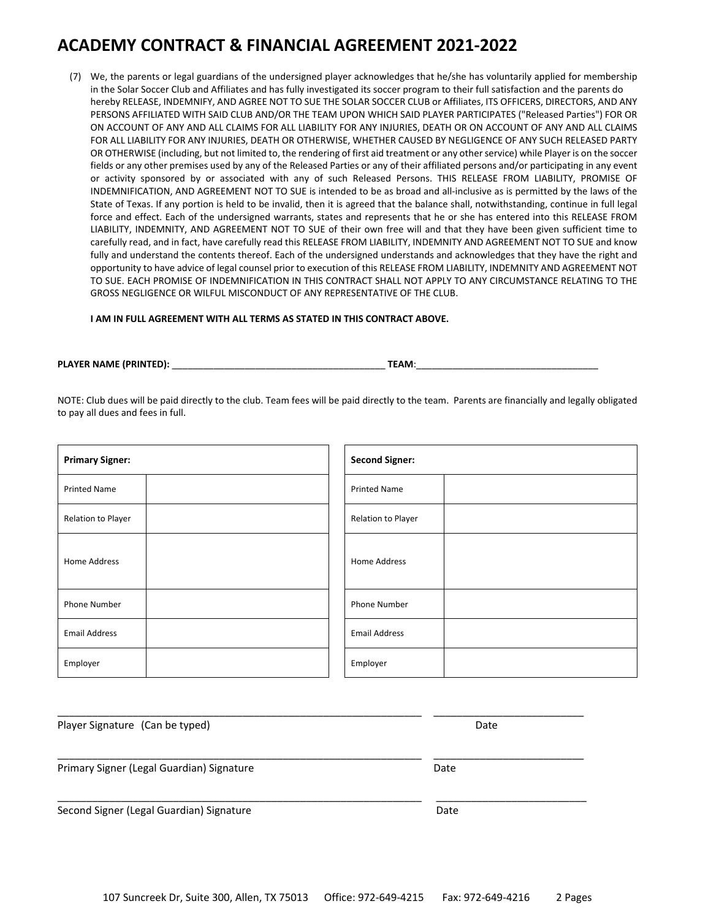# ACADEMY CONTRACT & FINANCIAL AGREEMENT 2021-2022

(7) We, the parents or legal guardians of the undersigned player acknowledges that he/she has voluntarily applied for membership in the Solar Soccer Club and Affiliates and has fully investigated its soccer program to their full satisfaction and the parents do hereby RELEASE, INDEMNIFY, AND AGREE NOT TO SUE THE SOLAR SOCCER CLUB or Affiliates, ITS OFFICERS, DIRECTORS, AND ANY PERSONS AFFILIATED WITH SAID CLUB AND/OR THE TEAM UPON WHICH SAID PLAYER PARTICIPATES ("Released Parties") FOR OR ON ACCOUNT OF ANY AND ALL CLAIMS FOR ALL LIABILITY FOR ANY INJURIES, DEATH OR ON ACCOUNT OF ANY AND ALL CLAIMS FOR ALL LIABILITY FOR ANY INJURIES, DEATH OR OTHERWISE, WHETHER CAUSED BY NEGLIGENCE OF ANY SUCH RELEASED PARTY OR OTHERWISE (including, but not limited to, the rendering of first aid treatment or any other service) while Player is on the soccer fields or any other premises used by any of the Released Parties or any of their affiliated persons and/or participating in any event or activity sponsored by or associated with any of such Released Persons. THIS RELEASE FROM LIABILITY, PROMISE OF INDEMNIFICATION, AND AGREEMENT NOT TO SUE is intended to be as broad and all-inclusive as is permitted by the laws of the State of Texas. If any portion is held to be invalid, then it is agreed that the balance shall, notwithstanding, continue in full legal force and effect. Each of the undersigned warrants, states and represents that he or she has entered into this RELEASE FROM LIABILITY, INDEMNITY, AND AGREEMENT NOT TO SUE of their own free will and that they have been given sufficient time to carefully read, and in fact, have carefully read this RELEASE FROM LIABILITY, INDEMNITY AND AGREEMENT NOT TO SUE and know fully and understand the contents thereof. Each of the undersigned understands and acknowledges that they have the right and opportunity to have advice of legal counsel prior to execution of this RELEASE FROM LIABILITY, INDEMNITY AND AGREEMENT NOT TO SUE. EACH PROMISE OF INDEMNIFICATION IN THIS CONTRACT SHALL NOT APPLY TO ANY CIRCUMSTANCE RELATING TO THE GROSS NEGLIGENCE OR WILFUL MISCONDUCT OF ANY REPRESENTATIVE OF THE CLUB.

**I AM IN FULL AGREEMENT WITH ALL TERMS AS STATED IN THIS CONTRACT ABOVE.**

**PLAYER NAME (PRINTED):** __________________________________________ **TEAM**:___________________________________

NOTE: Club dues will be paid directly to the club. Team fees will be paid directly to the team. Parents are financially and legally obligated to pay all dues and fees in full.

| **Primary Signer:** | |
|---|---|
| Printed Name | |
| Relation to Player | |
| Home Address | |
| Phone Number | |
| Email Address | |
| Employer | |

| **Second Signer:** | |
|---|---|
| Printed Name | |
| Relation to Player | |
| Home Address | |
| Phone Number | |
| Email Address | |
| Employer | |

_________________________________________________________________ __________________________

Player Signature (Can be typed) Date

_________________________________________________________________ __________________________

Primary Signer (Legal Guardian) Signature Date

_________________________________________________________________ __________________________

Second Signer (Legal Guardian) Signature Date

107 Suncreek Dr, Suite 300, Allen, TX 75013 Office: 972-649-4215 Fax: 972-649-4216 2 Pages